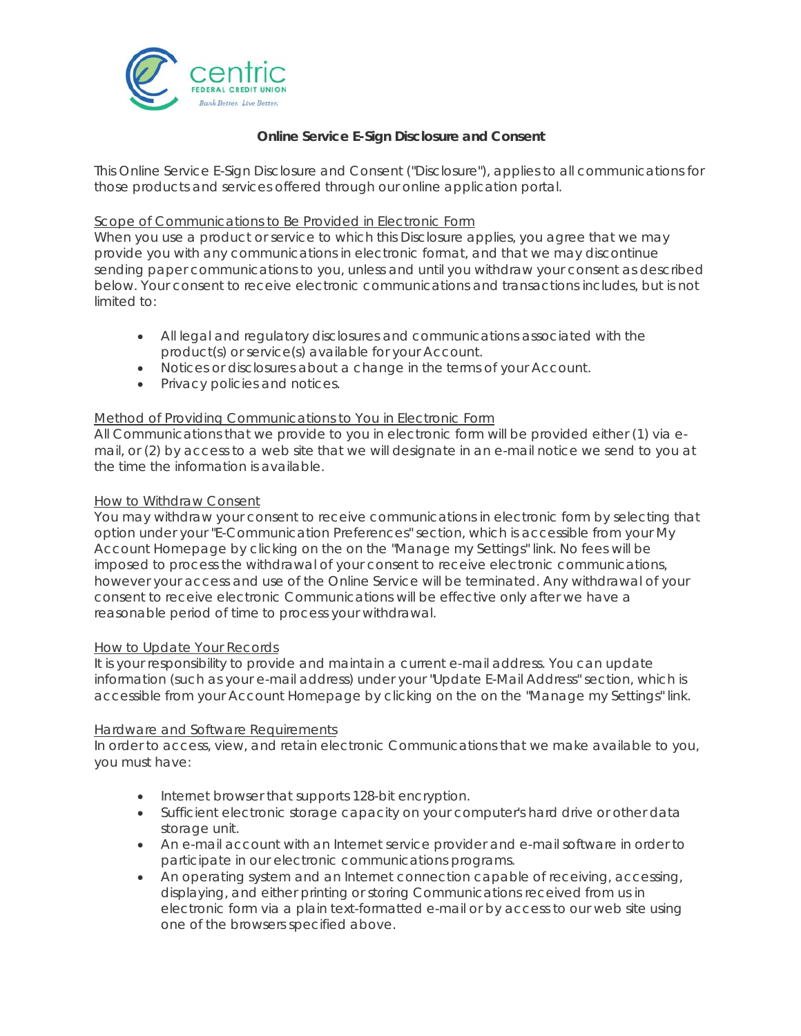# Online Service E-Sign Disclosure and Consent

This Online Service E-Sign Disclosure and Consent ("Disclosure"), applies to all communications for those products and services offered through our online application portal.

## Scope of Communications to Be Provided in Electronic Form

When you use a product or service to which this Disclosure applies, you agree that we may provide you with any communications in electronic format, and that we may discontinue sending paper communications to you, unless and until you withdraw your consent as described below. Your consent to receive electronic communications and transactions includes, but is not limited to:

- All legal and regulatory disclosures and communications associated with the product(s) or service(s) available for your Account.
- Notices or disclosures about a change in the terms of your Account.
- Privacy policies and notices.

## Method of Providing Communications to You in Electronic Form

All Communications that we provide to you in electronic form will be provided either (1) via e-mail, or (2) by access to a web site that we will designate in an e-mail notice we send to you at the time the information is available.

## How to Withdraw Consent

You may withdraw your consent to receive communications in electronic form by selecting that option under your "E-Communication Preferences" section, which is accessible from your My Account Homepage by clicking on the on the "Manage my Settings" link. No fees will be imposed to process the withdrawal of your consent to receive electronic communications, however your access and use of the Online Service will be terminated. Any withdrawal of your consent to receive electronic Communications will be effective only after we have a reasonable period of time to process your withdrawal.

## How to Update Your Records

It is your responsibility to provide and maintain a current e-mail address. You can update information (such as your e-mail address) under your "Update E-Mail Address" section, which is accessible from your Account Homepage by clicking on the on the "Manage my Settings" link.

## Hardware and Software Requirements

In order to access, view, and retain electronic Communications that we make available to you, you must have:

- Internet browser that supports 128-bit encryption.
- Sufficient electronic storage capacity on your computer's hard drive or other data storage unit.
- An e-mail account with an Internet service provider and e-mail software in order to participate in our electronic communications programs.
- An operating system and an Internet connection capable of receiving, accessing, displaying, and either printing or storing Communications received from us in electronic form via a plain text-formatted e-mail or by access to our web site using one of the browsers specified above.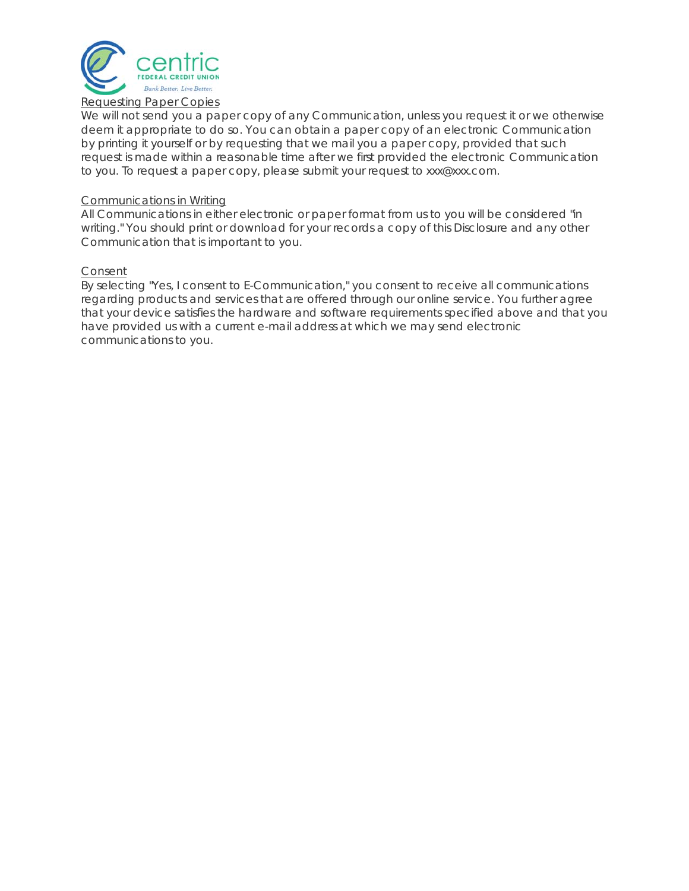Requesting Paper Copies

We will not send you a paper copy of any Communication, unless you request it or we otherwise deem it appropriate to do so. You can obtain a paper copy of an electronic Communication by printing it yourself or by requesting that we mail you a paper copy, provided that such request is made within a reasonable time after we first provided the electronic Communication to you. To request a paper copy, please submit your request to xxx@xxx.com.

Communications in Writing

All Communications in either electronic or paper format from us to you will be considered "in writing." You should print or download for your records a copy of this Disclosure and any other Communication that is important to you.

Consent

By selecting "Yes, I consent to E-Communication," you consent to receive all communications regarding products and services that are offered through our online service. You further agree that your device satisfies the hardware and software requirements specified above and that you have provided us with a current e-mail address at which we may send electronic communications to you.